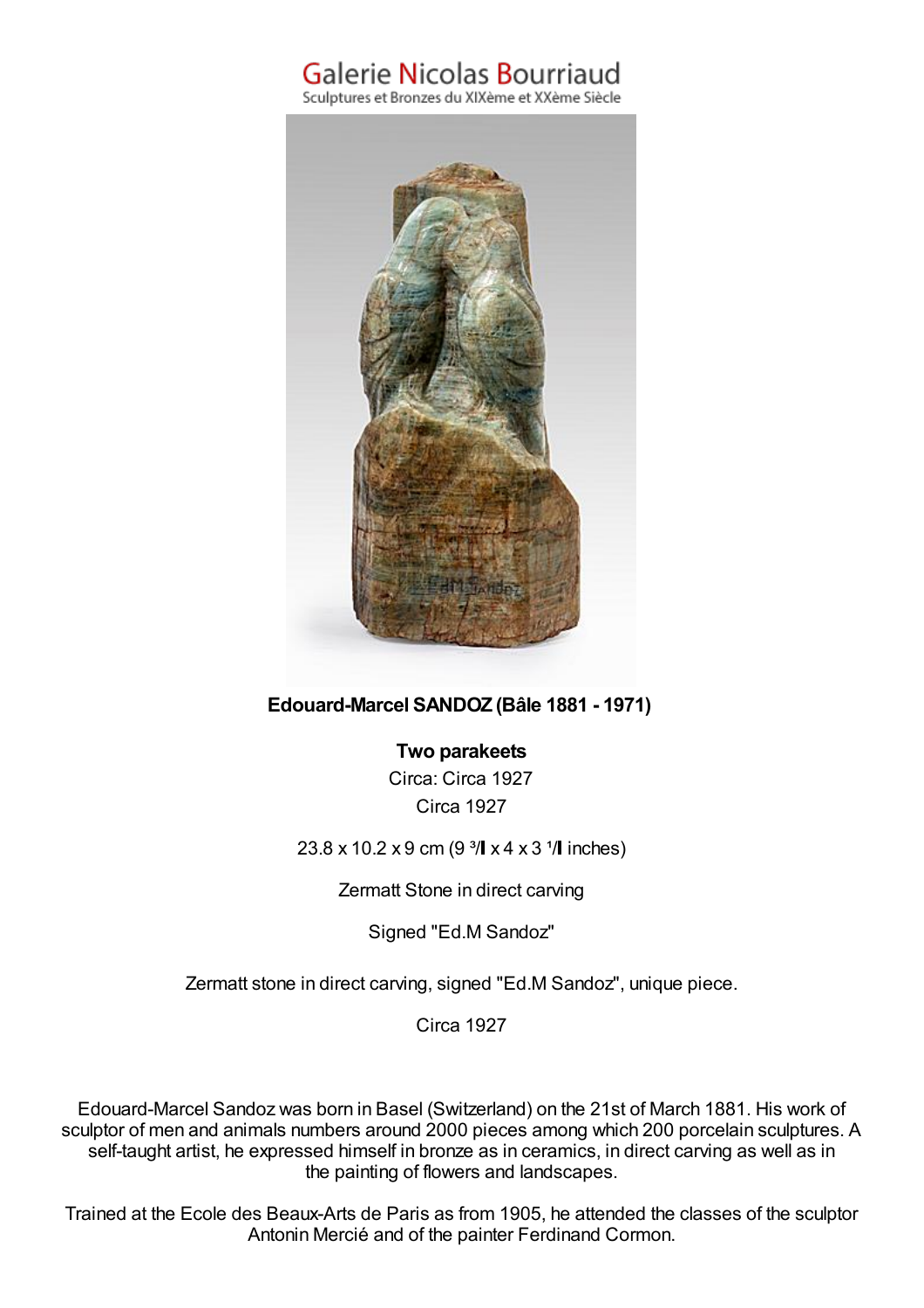Galerie Nicolas Bourriaud

Sculptures et Bronzes du XIXème et XXème Siècle

**Edouard-Marcel SANDOZ (Bâle 1881 - 1971)**

**Two parakeets**

Circa: Circa 1927

Circa 1927

23.8 x 10.2 x 9 cm (9 ³/I x 4 x 3 ¹/I inches)

Zermatt Stone in direct carving

Signed "Ed.M Sandoz"

Zermatt stone in direct carving, signed "Ed.M Sandoz", unique piece.

Circa 1927

Edouard-Marcel Sandoz was born in Basel (Switzerland) on the 21st of March 1881. His work of sculptor of men and animals numbers around 2000 pieces among which 200 porcelain sculptures. A self-taught artist, he expressed himself in bronze as in ceramics, in direct carving as well as in the painting of flowers and landscapes.

Trained at the Ecole des Beaux-Arts de Paris as from 1905, he attended the classes of the sculptor Antonin Mercié and of the painter Ferdinand Cormon.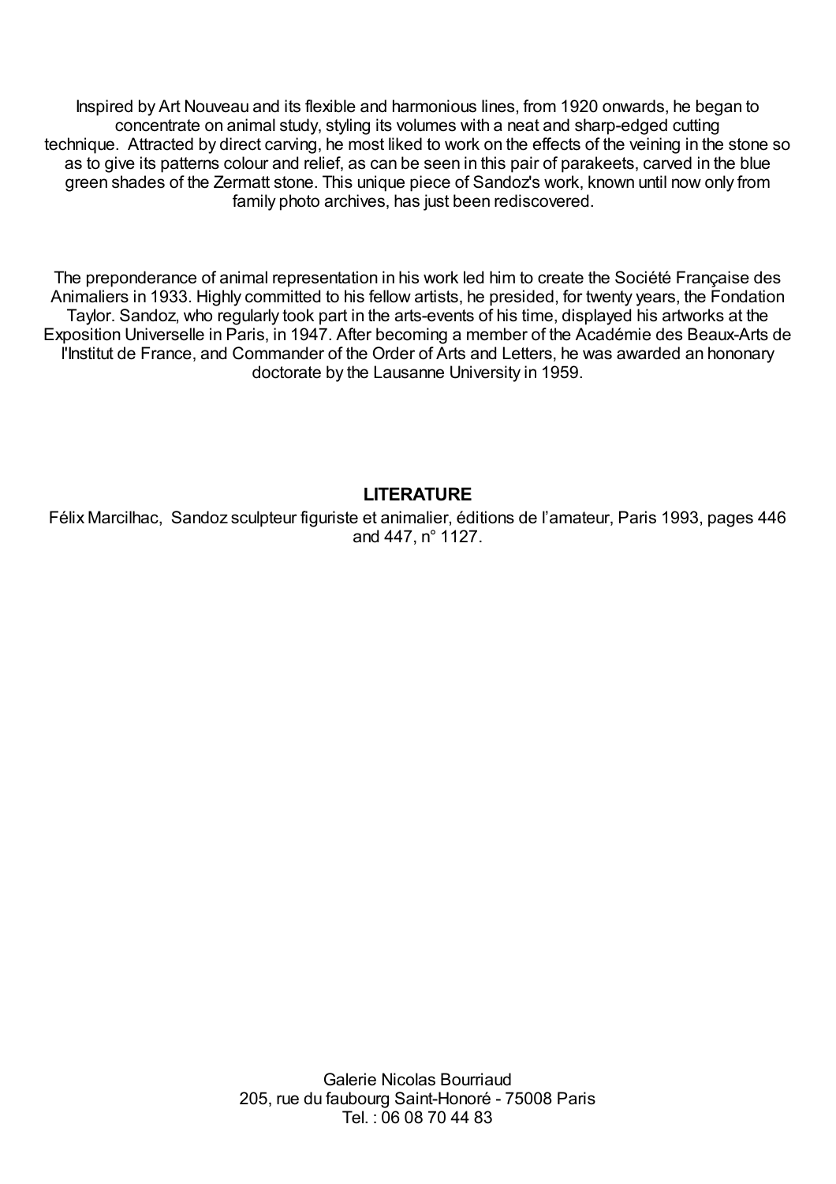Inspired by Art Nouveau and its flexible and harmonious lines, from 1920 onwards, he began to concentrate on animal study, styling its volumes with a neat and sharp-edged cutting technique. Attracted by direct carving, he most liked to work on the effects of the veining in the stone so as to give its patterns colour and relief, as can be seen in this pair of parakeets, carved in the blue green shades of the Zermatt stone. This unique piece of Sandoz's work, known until now only from family photo archives, has just been rediscovered.

The preponderance of animal representation in his work led him to create the Société Française des Animaliers in 1933. Highly committed to his fellow artists, he presided, for twenty years, the Fondation Taylor. Sandoz, who regularly took part in the arts-events of his time, displayed his artworks at the Exposition Universelle in Paris, in 1947. After becoming a member of the Académie des Beaux-Arts de l'Institut de France, and Commander of the Order of Arts and Letters, he was awarded an hononary doctorate by the Lausanne University in 1959.

**LITERATURE**

Félix Marcilhac, Sandoz sculpteur figuriste et animalier, éditions de l'amateur, Paris 1993, pages 446 and 447, n° 1127.

Galerie Nicolas Bourriaud
205, rue du faubourg Saint-Honoré - 75008 Paris
Tel. : 06 08 70 44 83